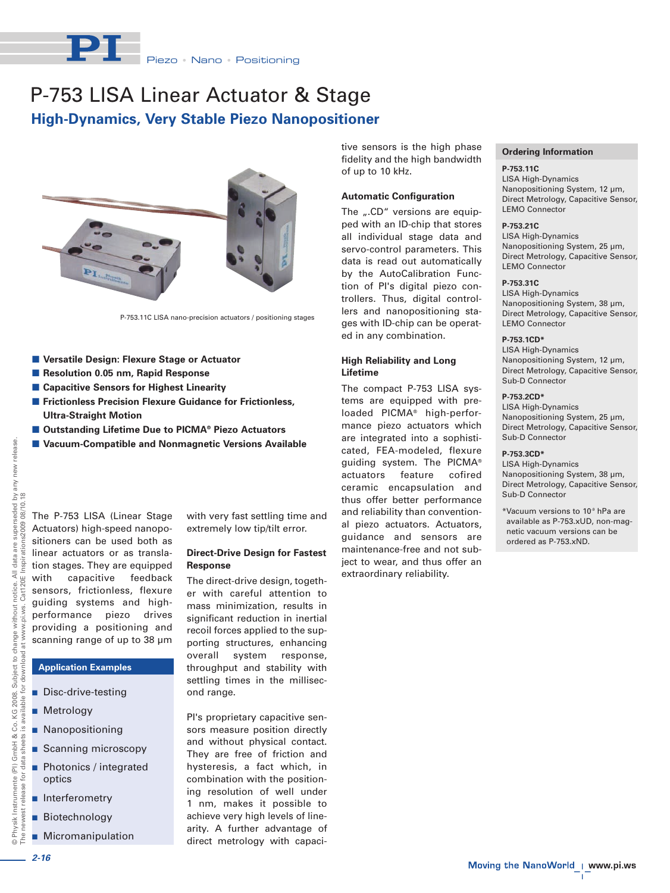# P-753 LISA Linear Actuator & Stage

## High-Dynamics, Very Stable Piezo Nanopositioner

P-753.11C LISA nano-precision actuators / positioning stages

- **Versatile Design: Flexure Stage or Actuator**
- **Resolution 0.05 nm, Rapid Response**
- **Capacitive Sensors for Highest Linearity**
- **Frictionless Precision Flexure Guidance for Frictionless, Ultra-Straight Motion**
- **Outstanding Lifetime Due to PICMA® Piezo Actuators**
- **Vacuum-Compatible and Nonmagnetic Versions Available**

The P-753 LISA (Linear Stage Actuators) high-speed nanopositioners can be used both as linear actuators or as translation stages. They are equipped with capacitive feedback sensors, frictionless, flexure guiding systems and high-performance piezo drives providing a positioning and scanning range of up to 38 µm with very fast settling time and extremely low tip/tilt error.

### Application Examples

- Disc-drive-testing
- Metrology
- Nanopositioning
- Scanning microscopy
- Photonics / integrated optics
- Interferometry
- Biotechnology
- Micromanipulation

### Direct-Drive Design for Fastest Response

The direct-drive design, together with careful attention to mass minimization, results in significant reduction in inertial recoil forces applied to the supporting structures, enhancing overall system response, throughput and stability with settling times in the millisecond range.

PI's proprietary capacitive sensors measure position directly and without physical contact. They are free of friction and hysteresis, a fact which, in combination with the positioning resolution of well under 1 nm, makes it possible to achieve very high levels of linearity. A further advantage of direct metrology with capacitive sensors is the high phase fidelity and the high bandwidth of up to 10 kHz.

### Automatic Configuration

The „.CD" versions are equipped with an ID-chip that stores all individual stage data and servo-control parameters. This data is read out automatically by the AutoCalibration Function of PI's digital piezo controllers. Thus, digital controllers and nanopositioning stages with ID-chip can be operated in any combination.

### High Reliability and Long Lifetime

The compact P-753 LISA systems are equipped with preloaded PICMA® high-performance piezo actuators which are integrated into a sophisticated, FEA-modeled, flexure guiding system. The PICMA® actuators feature cofired ceramic encapsulation and thus offer better performance and reliability than conventional piezo actuators. Actuators, guidance and sensors are maintenance-free and not subject to wear, and thus offer an extraordinary reliability.

### Ordering Information

**P-753.11C**
LISA High-Dynamics Nanopositioning System, 12 µm, Direct Metrology, Capacitive Sensor, LEMO Connector

**P-753.21C**
LISA High-Dynamics Nanopositioning System, 25 µm, Direct Metrology, Capacitive Sensor, LEMO Connector

**P-753.31C**
LISA High-Dynamics Nanopositioning System, 38 µm, Direct Metrology, Capacitive Sensor, LEMO Connector

**P-753.1CD***
LISA High-Dynamics Nanopositioning System, 12 µm, Direct Metrology, Capacitive Sensor, Sub-D Connector

**P-753.2CD***
LISA High-Dynamics Nanopositioning System, 25 µm, Direct Metrology, Capacitive Sensor, Sub-D Connector

**P-753.3CD***
LISA High-Dynamics Nanopositioning System, 38 µm, Direct Metrology, Capacitive Sensor, Sub-D Connector

*Vacuum versions to $10^{-9}$ hPa are available as P-753.xUD, non-magnetic vacuum versions can be ordered as P-753.xND.

© Physik Instrumente (PI) GmbH & Co. KG 2008. Subject to change without notice. All data are superseded by any new release. The newest release for data sheets is available for download at www.pi.ws. Cat120E Inspirations2009 08/10.18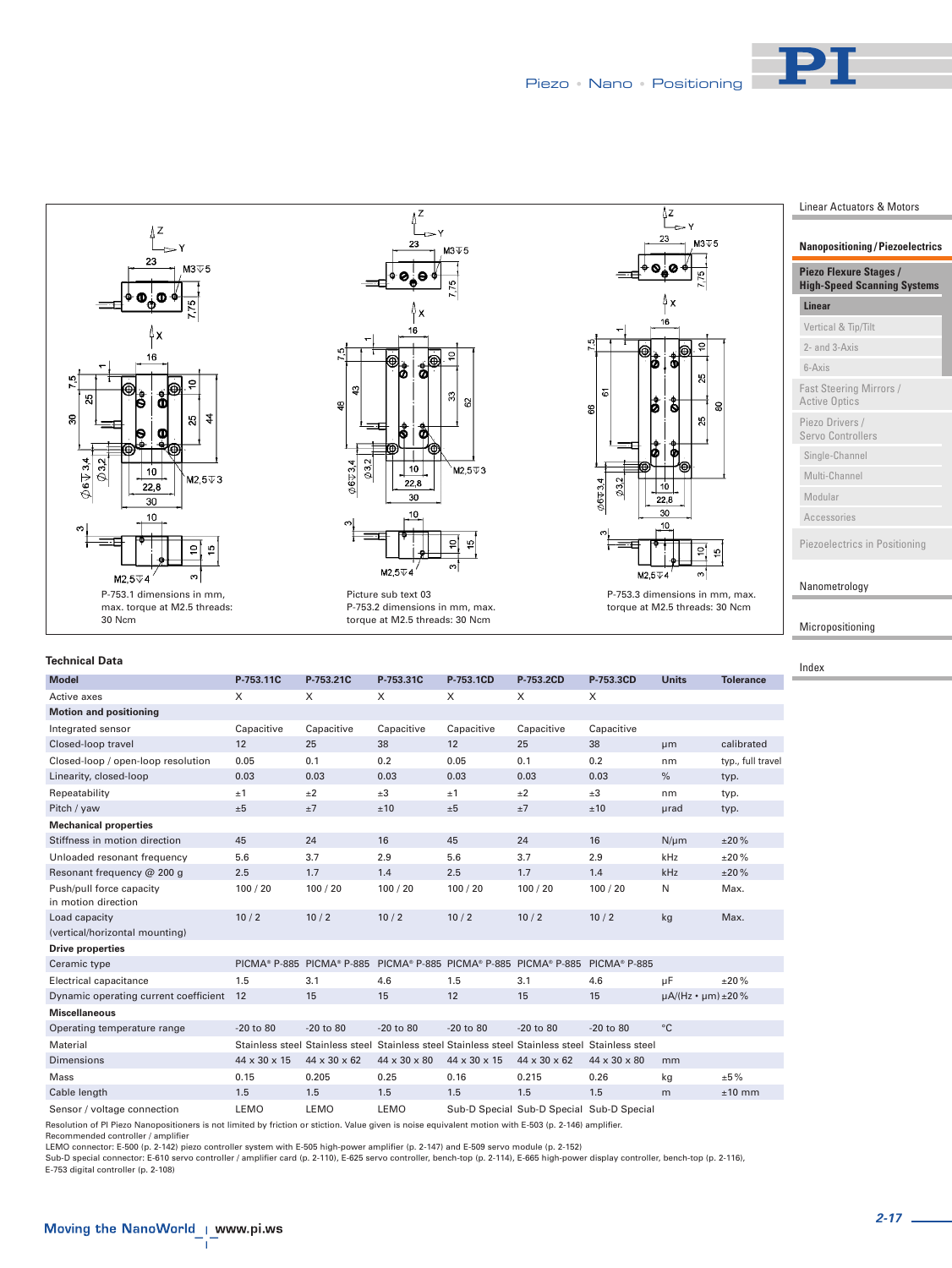P-753.1 dimensions in mm, max. torque at M2.5 threads: 30 Ncm

Picture sub text 03
P-753.2 dimensions in mm, max. torque at M2.5 threads: 30 Ncm

P-753.3 dimensions in mm, max. torque at M2.5 threads: 30 Ncm

### Technical Data

| Model | P-753.11C | P-753.21C | P-753.31C | P-753.1CD | P-753.2CD | P-753.3CD | Units | Tolerance |
|---|---|---|---|---|---|---|---|---|
| Active axes | X | X | X | X | X | X | | |
| **Motion and positioning** | | | | | | | | |
| Integrated sensor | Capacitive | Capacitive | Capacitive | Capacitive | Capacitive | Capacitive | | |
| Closed-loop travel | 12 | 25 | 38 | 12 | 25 | 38 | µm | calibrated |
| Closed-loop / open-loop resolution | 0.05 | 0.1 | 0.2 | 0.05 | 0.1 | 0.2 | nm | typ., full travel |
| Linearity, closed-loop | 0.03 | 0.03 | 0.03 | 0.03 | 0.03 | 0.03 | % | typ. |
| Repeatability | ±1 | ±2 | ±3 | ±1 | ±2 | ±3 | nm | typ. |
| Pitch / yaw | ±5 | ±7 | ±10 | ±5 | ±7 | ±10 | µrad | typ. |
| **Mechanical properties** | | | | | | | | |
| Stiffness in motion direction | 45 | 24 | 16 | 45 | 24 | 16 | N/µm | ±20 % |
| Unloaded resonant frequency | 5.6 | 3.7 | 2.9 | 5.6 | 3.7 | 2.9 | kHz | ±20 % |
| Resonant frequency @ 200 g | 2.5 | 1.7 | 1.4 | 2.5 | 1.7 | 1.4 | kHz | ±20 % |
| Push/pull force capacity in motion direction | 100 / 20 | 100 / 20 | 100 / 20 | 100 / 20 | 100 / 20 | 100 / 20 | N | Max. |
| Load capacity (vertical/horizontal mounting) | 10 / 2 | 10 / 2 | 10 / 2 | 10 / 2 | 10 / 2 | 10 / 2 | kg | Max. |
| **Drive properties** | | | | | | | | |
| Ceramic type | PICMA® P-885 | PICMA® P-885 | PICMA® P-885 | PICMA® P-885 | PICMA® P-885 | PICMA® P-885 | | |
| Electrical capacitance | 1.5 | 3.1 | 4.6 | 1.5 | 3.1 | 4.6 | µF | ±20 % |
| Dynamic operating current coefficient | 12 | 15 | 15 | 12 | 15 | 15 | µA/(Hz • µm) | ±20 % |
| **Miscellaneous** | | | | | | | | |
| Operating temperature range | -20 to 80 | -20 to 80 | -20 to 80 | -20 to 80 | -20 to 80 | -20 to 80 | °C | |
| Material | Stainless steel | Stainless steel | Stainless steel | Stainless steel | Stainless steel | Stainless steel | | |
| Dimensions | 44 x 30 x 15 | 44 x 30 x 62 | 44 x 30 x 80 | 44 x 30 x 15 | 44 x 30 x 62 | 44 x 30 x 80 | mm | |
| Mass | 0.15 | 0.205 | 0.25 | 0.16 | 0.215 | 0.26 | kg | ±5 % |
| Cable length | 1.5 | 1.5 | 1.5 | 1.5 | 1.5 | 1.5 | m | ±10 mm |
| Sensor / voltage connection | LEMO | LEMO | LEMO | Sub-D Special | Sub-D Special | Sub-D Special | | |

Resolution of PI Piezo Nanopositioners is not limited by friction or stiction. Value given is noise equivalent motion with E-503 (p. 2-146) amplifier.
Recommended controller / amplifier
LEMO connector: E-500 (p. 2-142) piezo controller system with E-505 high-power amplifier (p. 2-147) and E-509 servo module (p. 2-152)
Sub-D special connector: E-610 servo controller / amplifier card (p. 2-110), E-625 servo controller, bench-top (p. 2-114), E-665 high-power display controller, bench-top (p. 2-116), E-753 digital controller (p. 2-108)